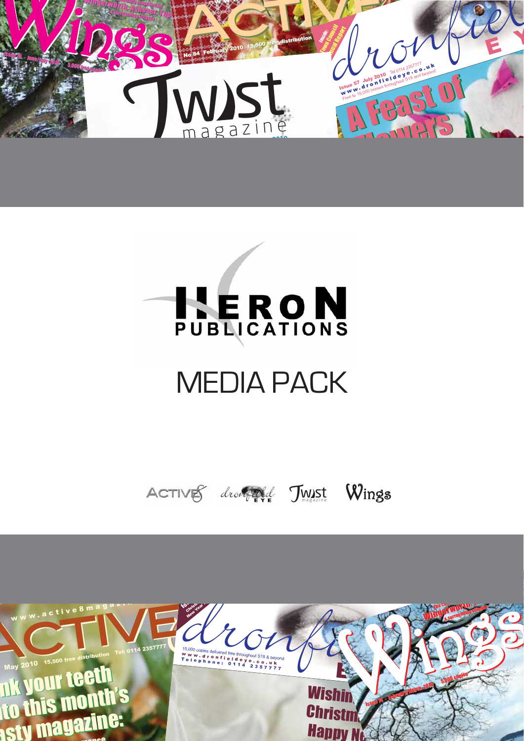# HERON PUBLICATIONS

# MEDIA PACK

ACTIVE8 dronfield EYE Twist magazine Wings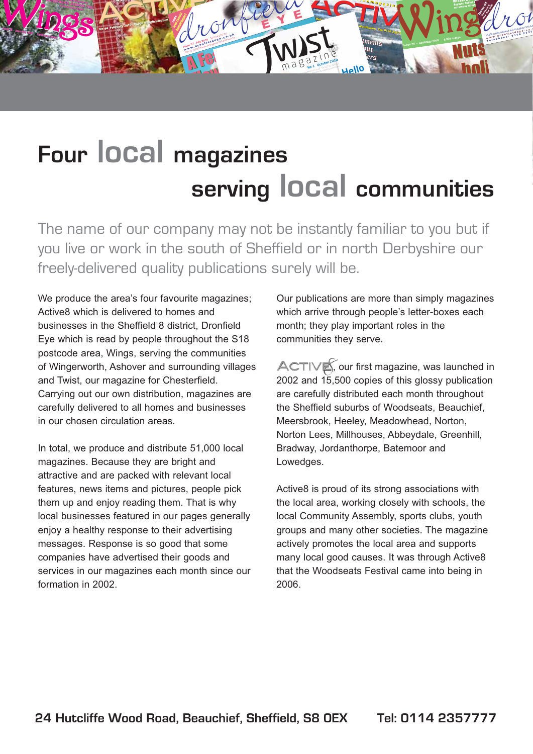# Four local magazines serving local communities

The name of our company may not be instantly familiar to you but if you live or work in the south of Sheffield or in north Derbyshire our freely-delivered quality publications surely will be.

We produce the area's four favourite magazines; Active8 which is delivered to homes and businesses in the Sheffield 8 district, Dronfield Eye which is read by people throughout the S18 postcode area, Wings, serving the communities of Wingerworth, Ashover and surrounding villages and Twist, our magazine for Chesterfield. Carrying out our own distribution, magazines are carefully delivered to all homes and businesses in our chosen circulation areas.

In total, we produce and distribute 51,000 local magazines. Because they are bright and attractive and are packed with relevant local features, news items and pictures, people pick them up and enjoy reading them. That is why local businesses featured in our pages generally enjoy a healthy response to their advertising messages. Response is so good that some companies have advertised their goods and services in our magazines each month since our formation in 2002.

Our publications are more than simply magazines which arrive through people's letter-boxes each month; they play important roles in the communities they serve.

ACTIVE8, our first magazine, was launched in 2002 and 15,500 copies of this glossy publication are carefully distributed each month throughout the Sheffield suburbs of Woodseats, Beauchief, Meersbrook, Heeley, Meadowhead, Norton, Norton Lees, Millhouses, Abbeydale, Greenhill, Bradway, Jordanthorpe, Batemoor and Lowedges.

Active8 is proud of its strong associations with the local area, working closely with schools, the local Community Assembly, sports clubs, youth groups and many other societies. The magazine actively promotes the local area and supports many local good causes. It was through Active8 that the Woodseats Festival came into being in 2006.

**24 Hutcliffe Wood Road, Beauchief, Sheffield, S8 0EX Tel: 0114 2357777**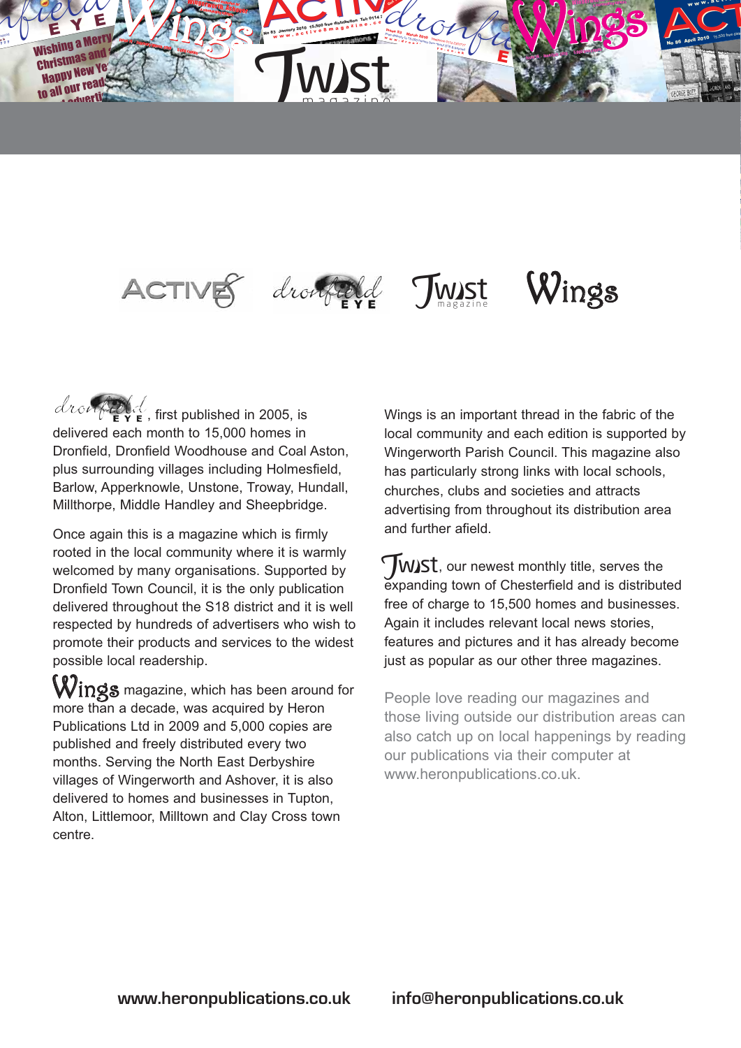ACTIVE8 dronfield EYE Twist magazine Wings

**dronfield EYE**, first published in 2005, is delivered each month to 15,000 homes in Dronfield, Dronfield Woodhouse and Coal Aston, plus surrounding villages including Holmesfield, Barlow, Apperknowle, Unstone, Troway, Hundall, Millthorpe, Middle Handley and Sheepbridge.

Once again this is a magazine which is firmly rooted in the local community where it is warmly welcomed by many organisations. Supported by Dronfield Town Council, it is the only publication delivered throughout the S18 district and it is well respected by hundreds of advertisers who wish to promote their products and services to the widest possible local readership.

**Wings** magazine, which has been around for more than a decade, was acquired by Heron Publications Ltd in 2009 and 5,000 copies are published and freely distributed every two months. Serving the North East Derbyshire villages of Wingerworth and Ashover, it is also delivered to homes and businesses in Tupton, Alton, Littlemoor, Milltown and Clay Cross town centre.

Wings is an important thread in the fabric of the local community and each edition is supported by Wingerworth Parish Council. This magazine also has particularly strong links with local schools, churches, clubs and societies and attracts advertising from throughout its distribution area and further afield.

**Twist**, our newest monthly title, serves the expanding town of Chesterfield and is distributed free of charge to 15,500 homes and businesses. Again it includes relevant local news stories, features and pictures and it has already become just as popular as our other three magazines.

People love reading our magazines and those living outside our distribution areas can also catch up on local happenings by reading our publications via their computer at www.heronpublications.co.uk.

**www.heronpublications.co.uk** **info@heronpublications.co.uk**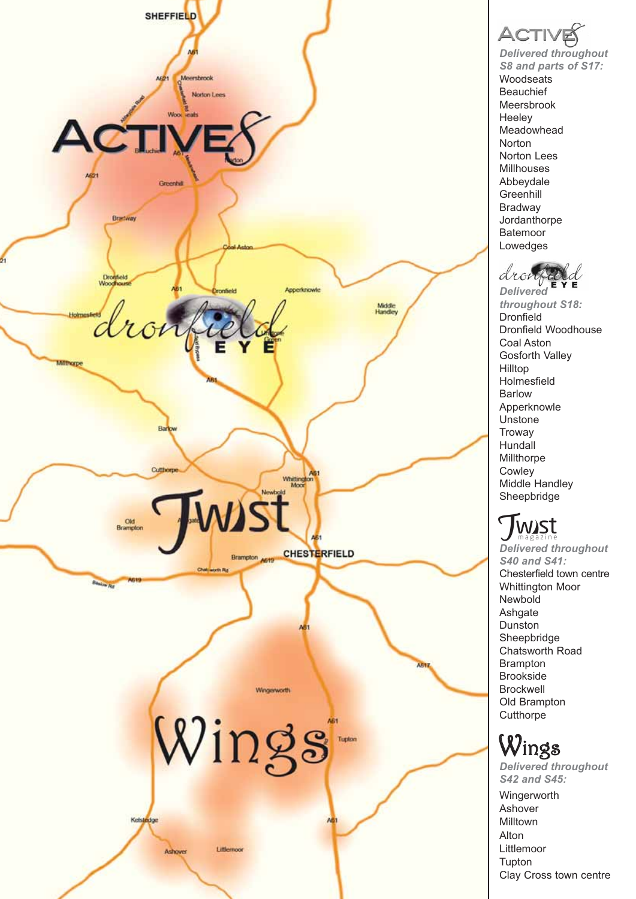SHEFFIELD

A61

A621

Meersbrook

Norton Lees

Woodseats

ACTIVE8

Beauchief

A61

Norton

A621

Greenhill

Bradway

Coal Aston

Dronfield Woodhouse

A61

Dronfield

Apperknowle

Middle Handley

Holmesfield

dronfield EYE

Unstone Green

Millthorpe

A61

Barlow

Cutthorpe

Whittington Moor

A61

Newbold

Twist

Old Brampton

Ashgate

A61

Brampton

A619

CHESTERFIELD

Chatsworth Rd

Baslow Rd

A619

A61

A617

Wingerworth

A61

Wings

Tupton

Kelstedge

A61

Ashover

Littlemoor

## ACTIVE8

***Delivered throughout S8 and parts of S17:***

Woodseats
Beauchief
Meersbrook
Heeley
Meadowhead
Norton
Norton Lees
Millhouses
Abbeydale
Greenhill
Bradway
Jordanthorpe
Batemoor
Lowedges

## dronfield EYE

***Delivered throughout S18:***

Dronfield
Dronfield Woodhouse
Coal Aston
Gosforth Valley
Hilltop
Holmesfield
Barlow
Apperknowle
Unstone
Troway
Hundall
Millthorpe
Cowley
Middle Handley
Sheepbridge

## Twist magazine

***Delivered throughout S40 and S41:***

Chesterfield town centre
Whittington Moor
Newbold
Ashgate
Dunston
Sheepbridge
Chatsworth Road
Brampton
Brookside
Brockwell
Old Brampton
Cutthorpe

## Wings

***Delivered throughout S42 and S45:***

Wingerworth
Ashover
Milltown
Alton
Littlemoor
Tupton
Clay Cross town centre